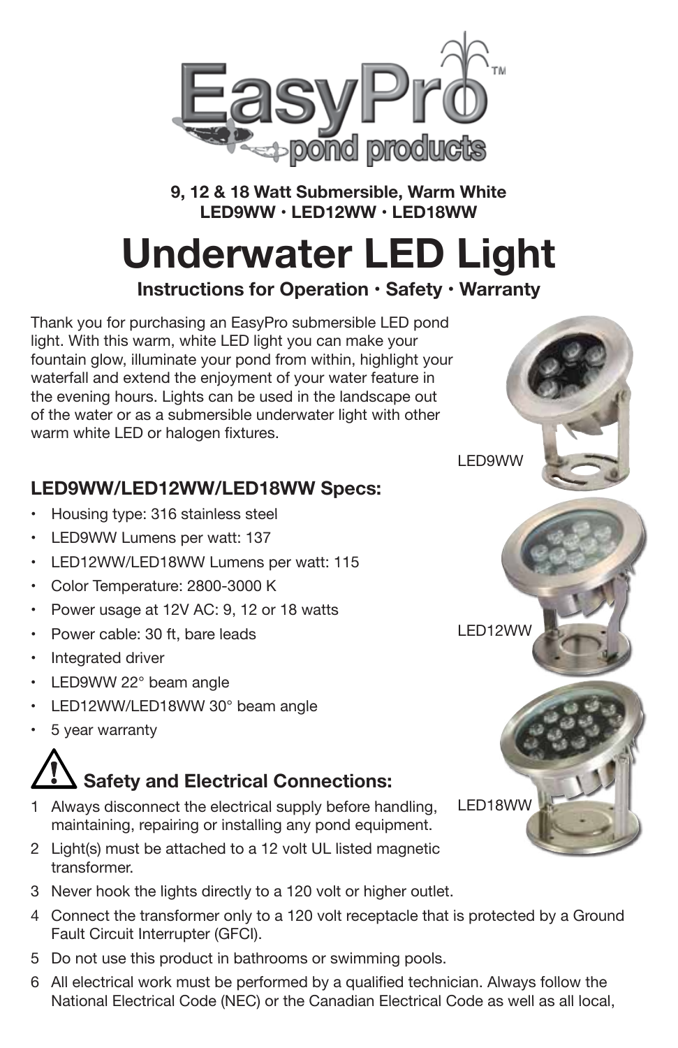**9, 12 & 18 Watt Submersible, Warm White**
**LED9WW · LED12WW · LED18WW**

# Underwater LED Light

**Instructions for Operation · Safety · Warranty**

Thank you for purchasing an EasyPro submersible LED pond light. With this warm, white LED light you can make your fountain glow, illuminate your pond from within, highlight your waterfall and extend the enjoyment of your water feature in the evening hours. Lights can be used in the landscape out of the water or as a submersible underwater light with other warm white LED or halogen fixtures.

LED9WW

LED12WW

LED18WW

### LED9WW/LED12WW/LED18WW Specs:

- Housing type: 316 stainless steel
- LED9WW Lumens per watt: 137
- LED12WW/LED18WW Lumens per watt: 115
- Color Temperature: 2800-3000 K
- Power usage at 12V AC: 9, 12 or 18 watts
- Power cable: 30 ft, bare leads
- Integrated driver
- LED9WW 22° beam angle
- LED12WW/LED18WW 30° beam angle
- 5 year warranty

### ⚠ Safety and Electrical Connections:

1. Always disconnect the electrical supply before handling, maintaining, repairing or installing any pond equipment.
2. Light(s) must be attached to a 12 volt UL listed magnetic transformer.
3. Never hook the lights directly to a 120 volt or higher outlet.
4. Connect the transformer only to a 120 volt receptacle that is protected by a Ground Fault Circuit Interrupter (GFCI).
5. Do not use this product in bathrooms or swimming pools.
6. All electrical work must be performed by a qualified technician. Always follow the National Electrical Code (NEC) or the Canadian Electrical Code as well as all local,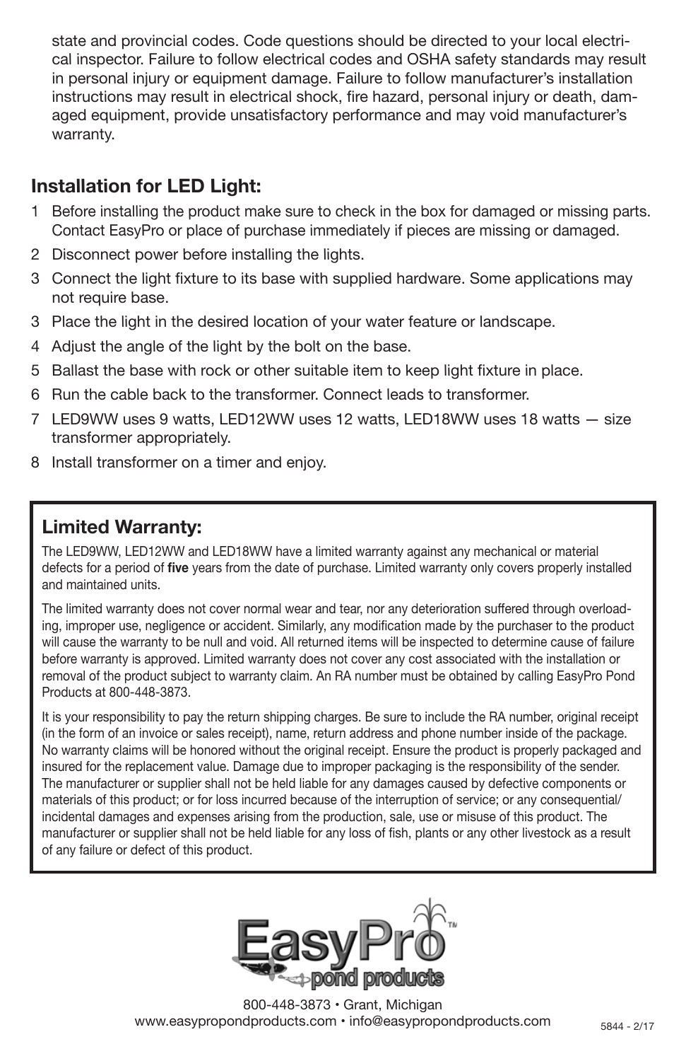state and provincial codes. Code questions should be directed to your local electrical inspector. Failure to follow electrical codes and OSHA safety standards may result in personal injury or equipment damage. Failure to follow manufacturer's installation instructions may result in electrical shock, fire hazard, personal injury or death, damaged equipment, provide unsatisfactory performance and may void manufacturer's warranty.

## Installation for LED Light:

1 Before installing the product make sure to check in the box for damaged or missing parts. Contact EasyPro or place of purchase immediately if pieces are missing or damaged.

2 Disconnect power before installing the lights.

3 Connect the light fixture to its base with supplied hardware. Some applications may not require base.

3 Place the light in the desired location of your water feature or landscape.

4 Adjust the angle of the light by the bolt on the base.

5 Ballast the base with rock or other suitable item to keep light fixture in place.

6 Run the cable back to the transformer. Connect leads to transformer.

7 LED9WW uses 9 watts, LED12WW uses 12 watts, LED18WW uses 18 watts — size transformer appropriately.

8 Install transformer on a timer and enjoy.

## Limited Warranty:

The LED9WW, LED12WW and LED18WW have a limited warranty against any mechanical or material defects for a period of **five** years from the date of purchase. Limited warranty only covers properly installed and maintained units.

The limited warranty does not cover normal wear and tear, nor any deterioration suffered through overloading, improper use, negligence or accident. Similarly, any modification made by the purchaser to the product will cause the warranty to be null and void. All returned items will be inspected to determine cause of failure before warranty is approved. Limited warranty does not cover any cost associated with the installation or removal of the product subject to warranty claim. An RA number must be obtained by calling EasyPro Pond Products at 800-448-3873.

It is your responsibility to pay the return shipping charges. Be sure to include the RA number, original receipt (in the form of an invoice or sales receipt), name, return address and phone number inside of the package. No warranty claims will be honored without the original receipt. Ensure the product is properly packaged and insured for the replacement value. Damage due to improper packaging is the responsibility of the sender. The manufacturer or supplier shall not be held liable for any damages caused by defective components or materials of this product; or for loss incurred because of the interruption of service; or any consequential/incidental damages and expenses arising from the production, sale, use or misuse of this product. The manufacturer or supplier shall not be held liable for any loss of fish, plants or any other livestock as a result of any failure or defect of this product.

EasyPro™ pond products

800-448-3873 • Grant, Michigan
www.easypropondproducts.com • info@easypropondproducts.com

5844 - 2/17